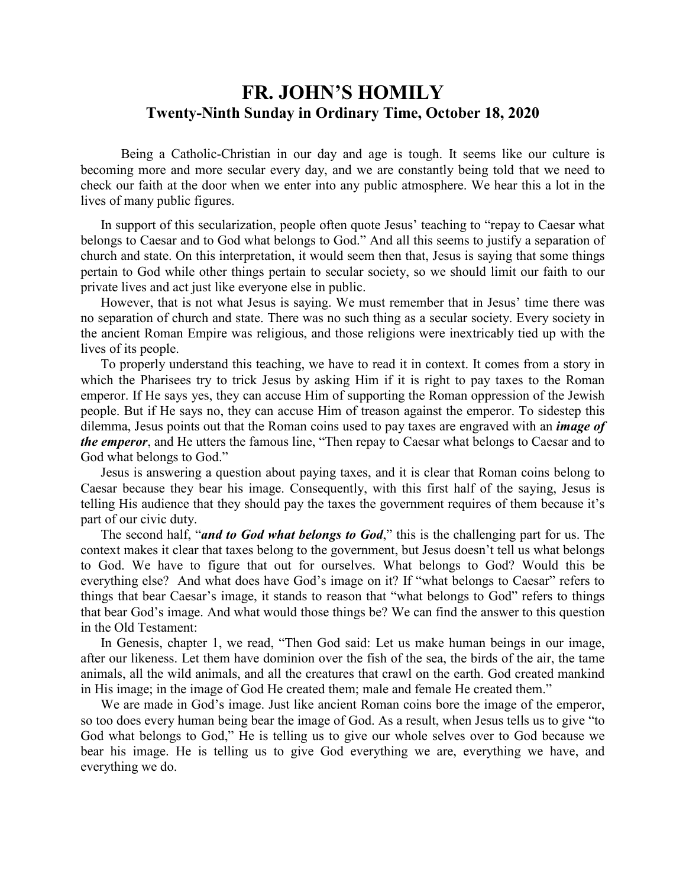# FR. JOHN'S HOMILY
## Twenty-Ninth Sunday in Ordinary Time, October 18, 2020

Being a Catholic-Christian in our day and age is tough. It seems like our culture is becoming more and more secular every day, and we are constantly being told that we need to check our faith at the door when we enter into any public atmosphere. We hear this a lot in the lives of many public figures.

In support of this secularization, people often quote Jesus' teaching to "repay to Caesar what belongs to Caesar and to God what belongs to God." And all this seems to justify a separation of church and state. On this interpretation, it would seem then that, Jesus is saying that some things pertain to God while other things pertain to secular society, so we should limit our faith to our private lives and act just like everyone else in public.

However, that is not what Jesus is saying. We must remember that in Jesus' time there was no separation of church and state. There was no such thing as a secular society. Every society in the ancient Roman Empire was religious, and those religions were inextricably tied up with the lives of its people.

To properly understand this teaching, we have to read it in context. It comes from a story in which the Pharisees try to trick Jesus by asking Him if it is right to pay taxes to the Roman emperor. If He says yes, they can accuse Him of supporting the Roman oppression of the Jewish people. But if He says no, they can accuse Him of treason against the emperor. To sidestep this dilemma, Jesus points out that the Roman coins used to pay taxes are engraved with an ***image of the emperor***, and He utters the famous line, "Then repay to Caesar what belongs to Caesar and to God what belongs to God."

Jesus is answering a question about paying taxes, and it is clear that Roman coins belong to Caesar because they bear his image. Consequently, with this first half of the saying, Jesus is telling His audience that they should pay the taxes the government requires of them because it's part of our civic duty.

The second half, "***and to God what belongs to God***," this is the challenging part for us. The context makes it clear that taxes belong to the government, but Jesus doesn't tell us what belongs to God. We have to figure that out for ourselves. What belongs to God? Would this be everything else? And what does have God's image on it? If "what belongs to Caesar" refers to things that bear Caesar's image, it stands to reason that "what belongs to God" refers to things that bear God's image. And what would those things be? We can find the answer to this question in the Old Testament:

In Genesis, chapter 1, we read, "Then God said: Let us make human beings in our image, after our likeness. Let them have dominion over the fish of the sea, the birds of the air, the tame animals, all the wild animals, and all the creatures that crawl on the earth. God created mankind in His image; in the image of God He created them; male and female He created them."

We are made in God's image. Just like ancient Roman coins bore the image of the emperor, so too does every human being bear the image of God. As a result, when Jesus tells us to give "to God what belongs to God," He is telling us to give our whole selves over to God because we bear his image. He is telling us to give God everything we are, everything we have, and everything we do.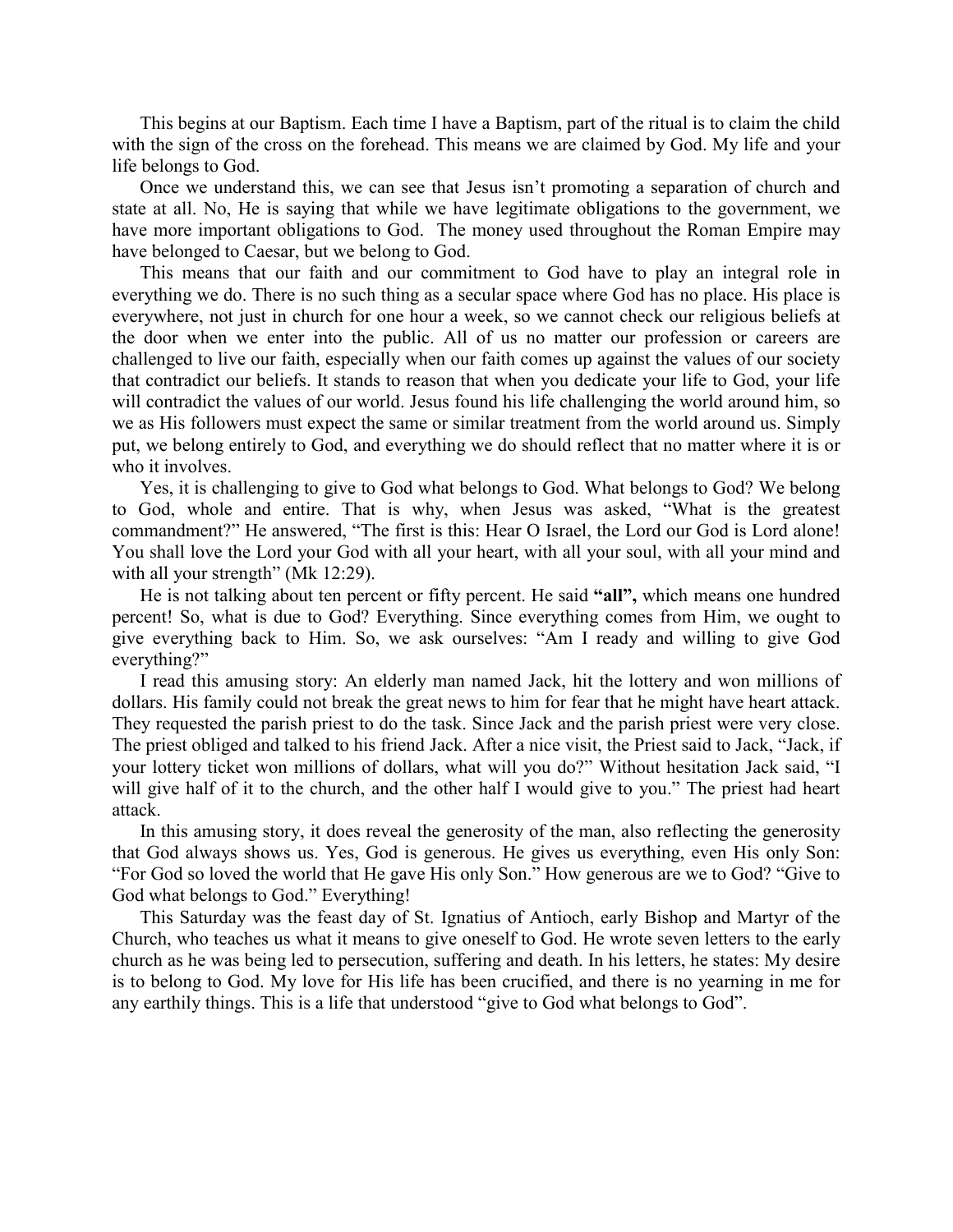This begins at our Baptism. Each time I have a Baptism, part of the ritual is to claim the child with the sign of the cross on the forehead. This means we are claimed by God. My life and your life belongs to God.

Once we understand this, we can see that Jesus isn't promoting a separation of church and state at all. No, He is saying that while we have legitimate obligations to the government, we have more important obligations to God. The money used throughout the Roman Empire may have belonged to Caesar, but we belong to God.

This means that our faith and our commitment to God have to play an integral role in everything we do. There is no such thing as a secular space where God has no place. His place is everywhere, not just in church for one hour a week, so we cannot check our religious beliefs at the door when we enter into the public. All of us no matter our profession or careers are challenged to live our faith, especially when our faith comes up against the values of our society that contradict our beliefs. It stands to reason that when you dedicate your life to God, your life will contradict the values of our world. Jesus found his life challenging the world around him, so we as His followers must expect the same or similar treatment from the world around us. Simply put, we belong entirely to God, and everything we do should reflect that no matter where it is or who it involves.

Yes, it is challenging to give to God what belongs to God. What belongs to God? We belong to God, whole and entire. That is why, when Jesus was asked, "What is the greatest commandment?" He answered, "The first is this: Hear O Israel, the Lord our God is Lord alone! You shall love the Lord your God with all your heart, with all your soul, with all your mind and with all your strength" (Mk 12:29).

He is not talking about ten percent or fifty percent. He said **"all",** which means one hundred percent! So, what is due to God? Everything. Since everything comes from Him, we ought to give everything back to Him. So, we ask ourselves: "Am I ready and willing to give God everything?"

I read this amusing story: An elderly man named Jack, hit the lottery and won millions of dollars. His family could not break the great news to him for fear that he might have heart attack. They requested the parish priest to do the task. Since Jack and the parish priest were very close. The priest obliged and talked to his friend Jack. After a nice visit, the Priest said to Jack, "Jack, if your lottery ticket won millions of dollars, what will you do?" Without hesitation Jack said, "I will give half of it to the church, and the other half I would give to you." The priest had heart attack.

In this amusing story, it does reveal the generosity of the man, also reflecting the generosity that God always shows us. Yes, God is generous. He gives us everything, even His only Son: "For God so loved the world that He gave His only Son." How generous are we to God? "Give to God what belongs to God." Everything!

This Saturday was the feast day of St. Ignatius of Antioch, early Bishop and Martyr of the Church, who teaches us what it means to give oneself to God. He wrote seven letters to the early church as he was being led to persecution, suffering and death. In his letters, he states: My desire is to belong to God. My love for His life has been crucified, and there is no yearning in me for any earthily things. This is a life that understood "give to God what belongs to God".